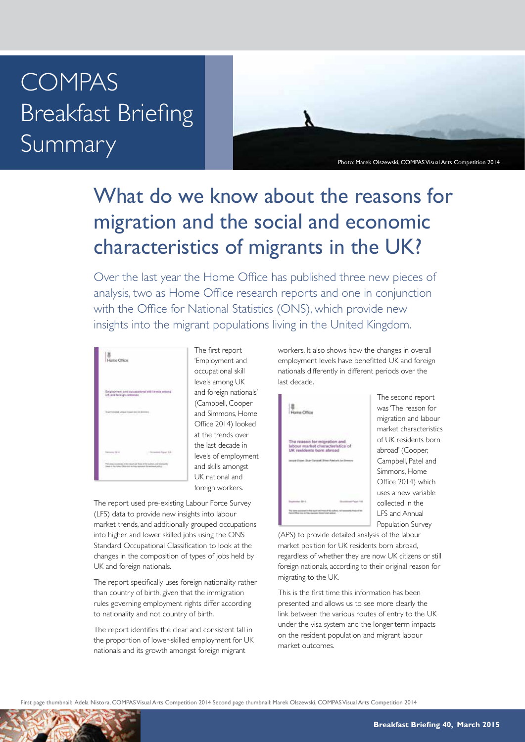# COMPAS Breakfast Briefing Summary

Photo: Marek Olszewski, COMPAS Visual Arts Competition 2014

## What do we know about the reasons for migration and the social and economic characteristics of migrants in the UK?

Over the last year the Home Office has published three new pieces of analysis, two as Home Office research reports and one in conjunction with the Office for National Statistics (ONS), which provide new insights into the migrant populations living in the United Kingdom.

The first report 'Employment and occupational skill levels among UK and foreign nationals' (Campbell, Cooper and Simmons, Home Office 2014) looked at the trends over the last decade in levels of employment and skills amongst UK national and foreign workers.

The report used pre-existing Labour Force Survey (LFS) data to provide new insights into labour market trends, and additionally grouped occupations into higher and lower skilled jobs using the ONS Standard Occupational Classification to look at the changes in the composition of types of jobs held by UK and foreign nationals.

The report specifically uses foreign nationality rather than country of birth, given that the immigration rules governing employment rights differ according to nationality and not country of birth.

The report identifies the clear and consistent fall in the proportion of lower-skilled employment for UK nationals and its growth amongst foreign migrant workers. It also shows how the changes in overall employment levels have benefitted UK and foreign nationals differently in different periods over the last decade.

The second report was 'The reason for migration and labour market characteristics of UK residents born abroad' (Cooper, Campbell, Patel and Simmons, Home Office 2014) which uses a new variable collected in the LFS and Annual Population Survey (APS) to provide detailed analysis of the labour market position for UK residents born abroad, regardless of whether they are now UK citizens or still foreign nationals, according to their original reason for migrating to the UK.

This is the first time this information has been presented and allows us to see more clearly the link between the various routes of entry to the UK under the visa system and the longer-term impacts on the resident population and migrant labour market outcomes.

First page thumbnail: Adela Nistora, COMPAS Visual Arts Competition 2014 Second page thumbnail: Marek Olszewski, COMPAS Visual Arts Competition 2014

**Breakfast Briefing 40, March 2015**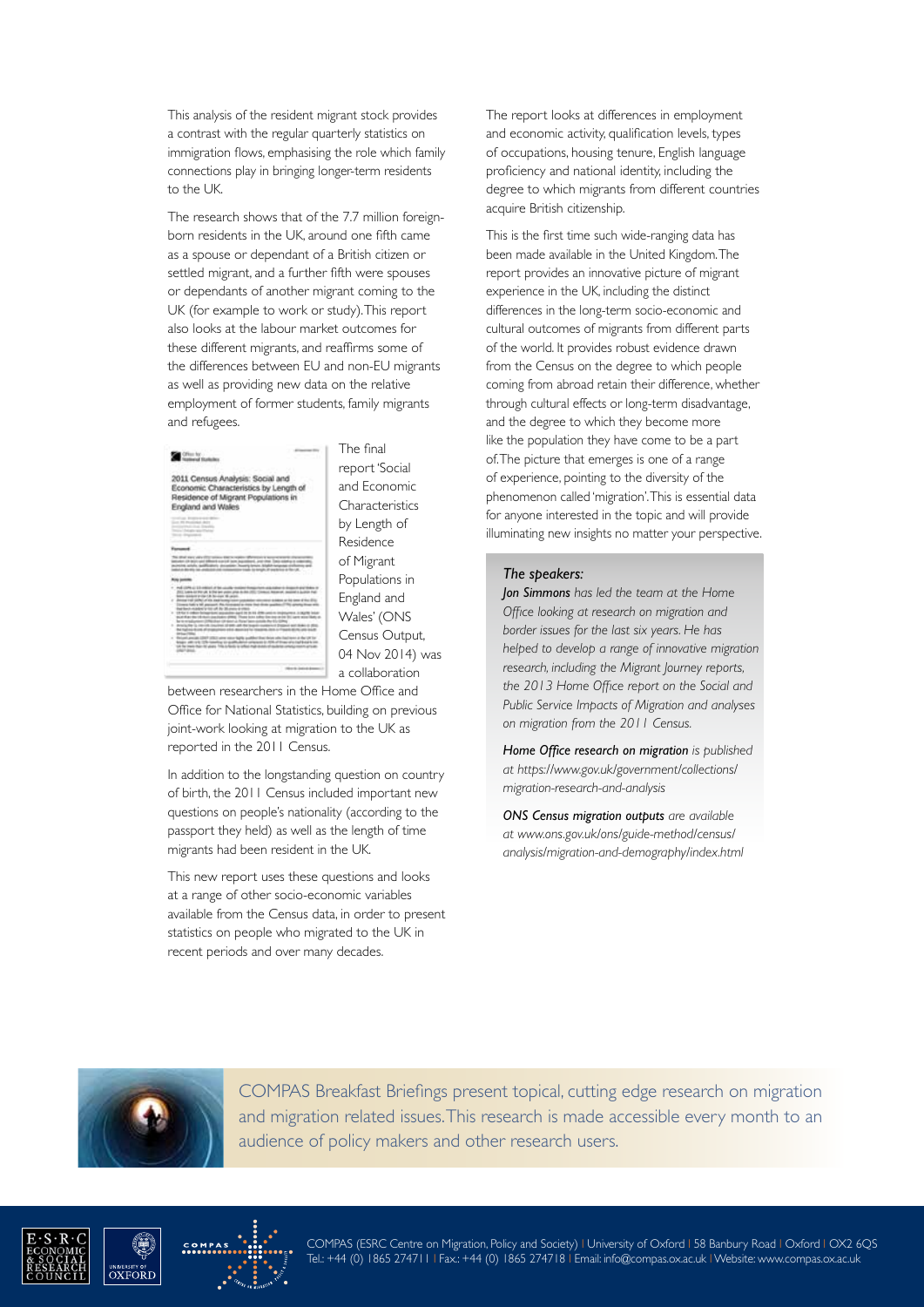This analysis of the resident migrant stock provides a contrast with the regular quarterly statistics on immigration flows, emphasising the role which family connections play in bringing longer-term residents to the UK.

The research shows that of the 7.7 million foreign-born residents in the UK, around one fifth came as a spouse or dependant of a British citizen or settled migrant, and a further fifth were spouses or dependants of another migrant coming to the UK (for example to work or study). This report also looks at the labour market outcomes for these different migrants, and reaffirms some of the differences between EU and non-EU migrants as well as providing new data on the relative employment of former students, family migrants and refugees.

The final report 'Social and Economic Characteristics by Length of Residence of Migrant Populations in England and Wales' (ONS Census Output, 04 Nov 2014) was a collaboration between researchers in the Home Office and Office for National Statistics, building on previous joint-work looking at migration to the UK as reported in the 2011 Census.

In addition to the longstanding question on country of birth, the 2011 Census included important new questions on people's nationality (according to the passport they held) as well as the length of time migrants had been resident in the UK.

This new report uses these questions and looks at a range of other socio-economic variables available from the Census data, in order to present statistics on people who migrated to the UK in recent periods and over many decades.

The report looks at differences in employment and economic activity, qualification levels, types of occupations, housing tenure, English language proficiency and national identity, including the degree to which migrants from different countries acquire British citizenship.

This is the first time such wide-ranging data has been made available in the United Kingdom. The report provides an innovative picture of migrant experience in the UK, including the distinct differences in the long-term socio-economic and cultural outcomes of migrants from different parts of the world. It provides robust evidence drawn from the Census on the degree to which people coming from abroad retain their difference, whether through cultural effects or long-term disadvantage, and the degree to which they become more like the population they have come to be a part of. The picture that emerges is one of a range of experience, pointing to the diversity of the phenomenon called 'migration'. This is essential data for anyone interested in the topic and will provide illuminating new insights no matter your perspective.

### *The speakers:*

***Jon Simmons*** *has led the team at the Home Office looking at research on migration and border issues for the last six years. He has helped to develop a range of innovative migration research, including the Migrant Journey reports, the 2013 Home Office report on the Social and Public Service Impacts of Migration and analyses on migration from the 2011 Census.*

***Home Office research on migration*** *is published at https://www.gov.uk/government/collections/migration-research-and-analysis*

***ONS Census migration outputs*** *are available at www.ons.gov.uk/ons/guide-method/census/analysis/migration-and-demography/index.html*

COMPAS Breakfast Briefings present topical, cutting edge research on migration and migration related issues. This research is made accessible every month to an audience of policy makers and other research users.

COMPAS (ESRC Centre on Migration, Policy and Society) | University of Oxford | 58 Banbury Road | Oxford | OX2 6QS
Tel.: +44 (0) 1865 274711 | Fax.: +44 (0) 1865 274718 | Email: info@compas.ox.ac.uk | Website: www.compas.ox.ac.uk